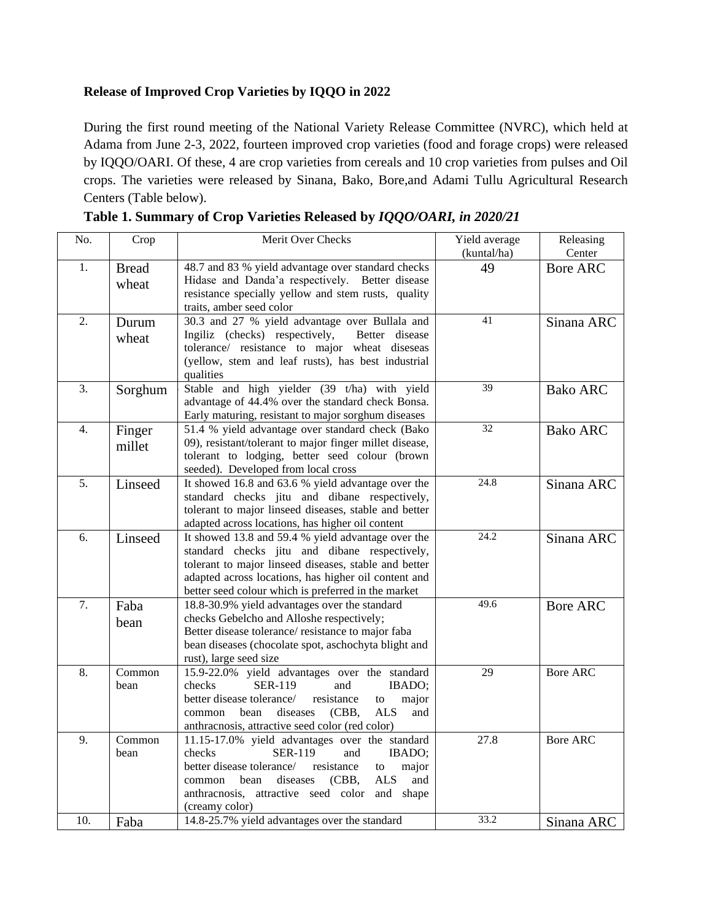**Release of Improved Crop Varieties by IQQO in 2022**

During the first round meeting of the National Variety Release Committee (NVRC), which held at Adama from June 2-3, 2022, fourteen improved crop varieties (food and forage crops) were released by IQQO/OARI. Of these, 4 are crop varieties from cereals and 10 crop varieties from pulses and Oil crops. The varieties were released by Sinana, Bako, Bore,and Adami Tullu Agricultural Research Centers (Table below).

**Table 1. Summary of Crop Varieties Released by *IQQO/OARI, in 2020/21***

| No. | Crop | Merit Over Checks | Yield average (kuntal/ha) | Releasing Center |
|---|---|---|---|---|
| 1. | Bread wheat | 48.7 and 83 % yield advantage over standard checks Hidase and Danda'a respectively. Better disease resistance specially yellow and stem rusts, quality traits, amber seed color | 49 | Bore ARC |
| 2. | Durum wheat | 30.3 and 27 % yield advantage over Bullala and Ingiliz (checks) respectively, Better disease tolerance/ resistance to major wheat diseseas (yellow, stem and leaf rusts), has best industrial qualities | 41 | Sinana ARC |
| 3. | Sorghum | Stable and high yielder (39 t/ha) with yield advantage of 44.4% over the standard check Bonsa. Early maturing, resistant to major sorghum diseases | 39 | Bako ARC |
| 4. | Finger millet | 51.4 % yield advantage over standard check (Bako 09), resistant/tolerant to major finger millet disease, tolerant to lodging, better seed colour (brown seeded). Developed from local cross | 32 | Bako ARC |
| 5. | Linseed | It showed 16.8 and 63.6 % yield advantage over the standard checks jitu and dibane respectively, tolerant to major linseed diseases, stable and better adapted across locations, has higher oil content | 24.8 | Sinana ARC |
| 6. | Linseed | It showed 13.8 and 59.4 % yield advantage over the standard checks jitu and dibane respectively, tolerant to major linseed diseases, stable and better adapted across locations, has higher oil content and better seed colour which is preferred in the market | 24.2 | Sinana ARC |
| 7. | Faba bean | 18.8-30.9% yield advantages over the standard checks Gebelcho and Alloshe respectively; Better disease tolerance/ resistance to major faba bean diseases (chocolate spot, aschochyta blight and rust), large seed size | 49.6 | Bore ARC |
| 8. | Common bean | 15.9-22.0% yield advantages over the standard checks SER-119 and IBADO; better disease tolerance/ resistance to major common bean diseases (CBB, ALS and anthracnosis, attractive seed color (red color) | 29 | Bore ARC |
| 9. | Common bean | 11.15-17.0% yield advantages over the standard checks SER-119 and IBADO; better disease tolerance/ resistance to major common bean diseases (CBB, ALS and anthracnosis, attractive seed color and shape (creamy color) | 27.8 | Bore ARC |
| 10. | Faba | 14.8-25.7% yield advantages over the standard | 33.2 | Sinana ARC |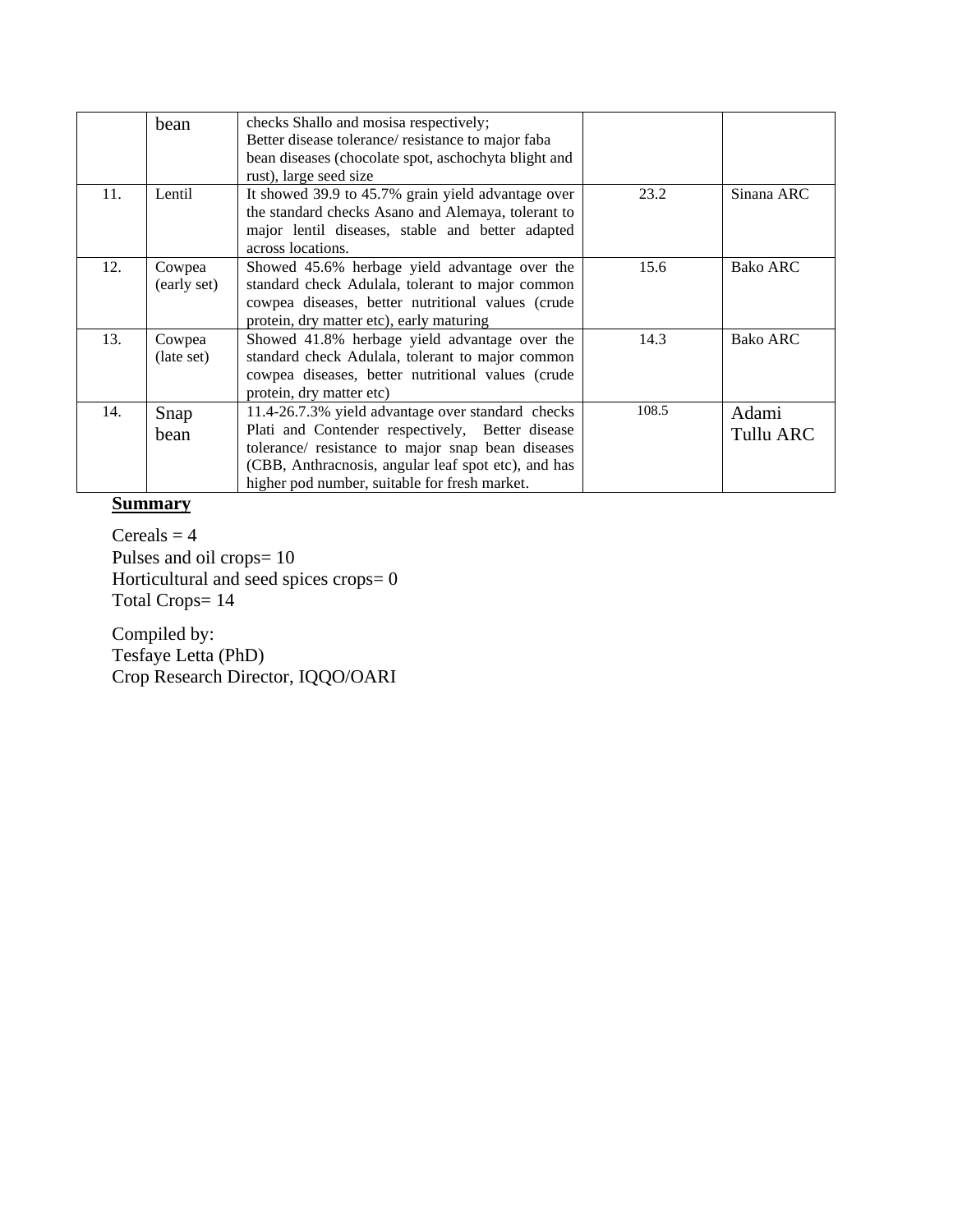| | | | | |
|---|---|---|---|---|
| | bean | checks Shallo and mosisa respectively; Better disease tolerance/ resistance to major faba bean diseases (chocolate spot, aschochyta blight and rust), large seed size | | |
| 11. | Lentil | It showed 39.9 to 45.7% grain yield advantage over the standard checks Asano and Alemaya, tolerant to major lentil diseases, stable and better adapted across locations. | 23.2 | Sinana ARC |
| 12. | Cowpea (early set) | Showed 45.6% herbage yield advantage over the standard check Adulala, tolerant to major common cowpea diseases, better nutritional values (crude protein, dry matter etc), early maturing | 15.6 | Bako ARC |
| 13. | Cowpea (late set) | Showed 41.8% herbage yield advantage over the standard check Adulala, tolerant to major common cowpea diseases, better nutritional values (crude protein, dry matter etc) | 14.3 | Bako ARC |
| 14. | Snap bean | 11.4-26.7.3% yield advantage over standard checks Plati and Contender respectively, Better disease tolerance/ resistance to major snap bean diseases (CBB, Anthracnosis, angular leaf spot etc), and has higher pod number, suitable for fresh market. | 108.5 | Adami Tullu ARC |

**Summary**

Cereals = 4
Pulses and oil crops= 10
Horticultural and seed spices crops= 0
Total Crops= 14

Compiled by:
Tesfaye Letta (PhD)
Crop Research Director, IQQO/OARI